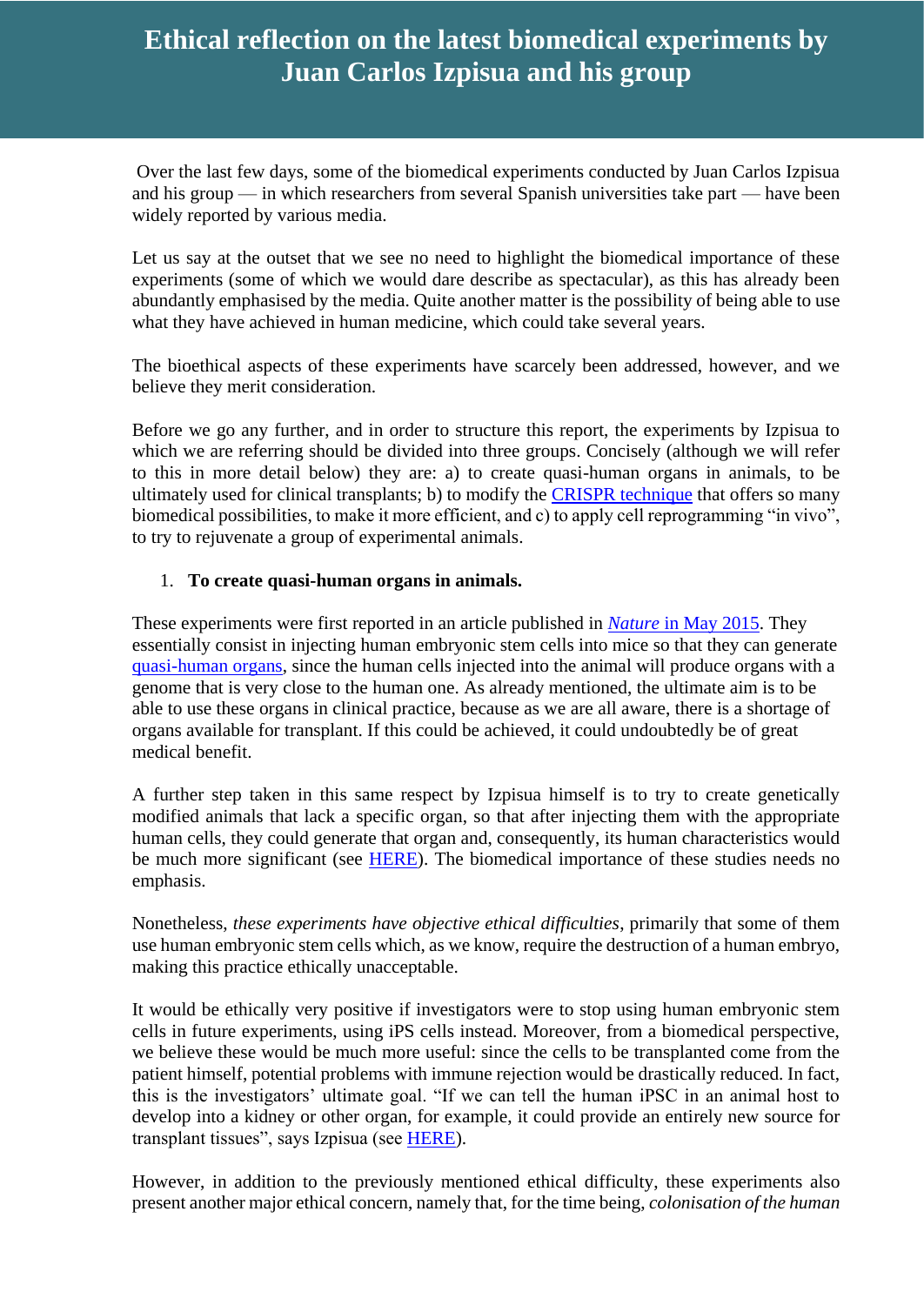# Ethical reflection on the latest biomedical experiments by Juan Carlos Izpisua and his group

Over the last few days, some of the biomedical experiments conducted by Juan Carlos Izpisua and his group — in which researchers from several Spanish universities take part — have been widely reported by various media.

Let us say at the outset that we see no need to highlight the biomedical importance of these experiments (some of which we would dare describe as spectacular), as this has already been abundantly emphasised by the media. Quite another matter is the possibility of being able to use what they have achieved in human medicine, which could take several years.

The bioethical aspects of these experiments have scarcely been addressed, however, and we believe they merit consideration.

Before we go any further, and in order to structure this report, the experiments by Izpisua to which we are referring should be divided into three groups. Concisely (although we will refer to this in more detail below) they are: a) to create quasi-human organs in animals, to be ultimately used for clinical transplants; b) to modify the CRISPR technique that offers so many biomedical possibilities, to make it more efficient, and c) to apply cell reprogramming "in vivo", to try to rejuvenate a group of experimental animals.

1. **To create quasi-human organs in animals.**

These experiments were first reported in an article published in *Nature* in May 2015. They essentially consist in injecting human embryonic stem cells into mice so that they can generate quasi-human organs, since the human cells injected into the animal will produce organs with a genome that is very close to the human one. As already mentioned, the ultimate aim is to be able to use these organs in clinical practice, because as we are all aware, there is a shortage of organs available for transplant. If this could be achieved, it could undoubtedly be of great medical benefit.

A further step taken in this same respect by Izpisua himself is to try to create genetically modified animals that lack a specific organ, so that after injecting them with the appropriate human cells, they could generate that organ and, consequently, its human characteristics would be much more significant (see HERE). The biomedical importance of these studies needs no emphasis.

Nonetheless, *these experiments have objective ethical difficulties*, primarily that some of them use human embryonic stem cells which, as we know, require the destruction of a human embryo, making this practice ethically unacceptable.

It would be ethically very positive if investigators were to stop using human embryonic stem cells in future experiments, using iPS cells instead. Moreover, from a biomedical perspective, we believe these would be much more useful: since the cells to be transplanted come from the patient himself, potential problems with immune rejection would be drastically reduced. In fact, this is the investigators' ultimate goal. "If we can tell the human iPSC in an animal host to develop into a kidney or other organ, for example, it could provide an entirely new source for transplant tissues", says Izpisua (see HERE).

However, in addition to the previously mentioned ethical difficulty, these experiments also present another major ethical concern, namely that, for the time being, *colonisation of the human*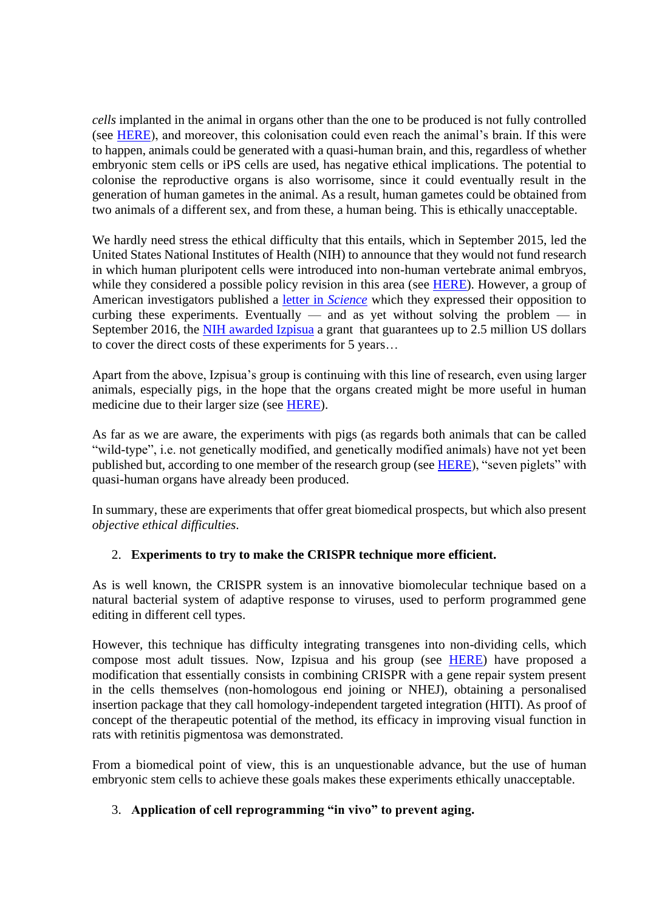*cells* implanted in the animal in organs other than the one to be produced is not fully controlled (see [HERE]), and moreover, this colonisation could even reach the animal's brain. If this were to happen, animals could be generated with a quasi-human brain, and this, regardless of whether embryonic stem cells or iPS cells are used, has negative ethical implications. The potential to colonise the reproductive organs is also worrisome, since it could eventually result in the generation of human gametes in the animal. As a result, human gametes could be obtained from two animals of a different sex, and from these, a human being. This is ethically unacceptable.

We hardly need stress the ethical difficulty that this entails, which in September 2015, led the United States National Institutes of Health (NIH) to announce that they would not fund research in which human pluripotent cells were introduced into non-human vertebrate animal embryos, while they considered a possible policy revision in this area (see HERE). However, a group of American investigators published a letter in *Science* which they expressed their opposition to curbing these experiments. Eventually — and as yet without solving the problem — in September 2016, the NIH awarded Izpisua a grant that guarantees up to 2.5 million US dollars to cover the direct costs of these experiments for 5 years…

Apart from the above, Izpisua's group is continuing with this line of research, even using larger animals, especially pigs, in the hope that the organs created might be more useful in human medicine due to their larger size (see HERE).

As far as we are aware, the experiments with pigs (as regards both animals that can be called "wild-type", i.e. not genetically modified, and genetically modified animals) have not yet been published but, according to one member of the research group (see HERE), "seven piglets" with quasi-human organs have already been produced.

In summary, these are experiments that offer great biomedical prospects, but which also present *objective ethical difficulties*.

2. **Experiments to try to make the CRISPR technique more efficient.**

As is well known, the CRISPR system is an innovative biomolecular technique based on a natural bacterial system of adaptive response to viruses, used to perform programmed gene editing in different cell types.

However, this technique has difficulty integrating transgenes into non-dividing cells, which compose most adult tissues. Now, Izpisua and his group (see HERE) have proposed a modification that essentially consists in combining CRISPR with a gene repair system present in the cells themselves (non-homologous end joining or NHEJ), obtaining a personalised insertion package that they call homology-independent targeted integration (HITI). As proof of concept of the therapeutic potential of the method, its efficacy in improving visual function in rats with retinitis pigmentosa was demonstrated.

From a biomedical point of view, this is an unquestionable advance, but the use of human embryonic stem cells to achieve these goals makes these experiments ethically unacceptable.

3. **Application of cell reprogramming "in vivo" to prevent aging.**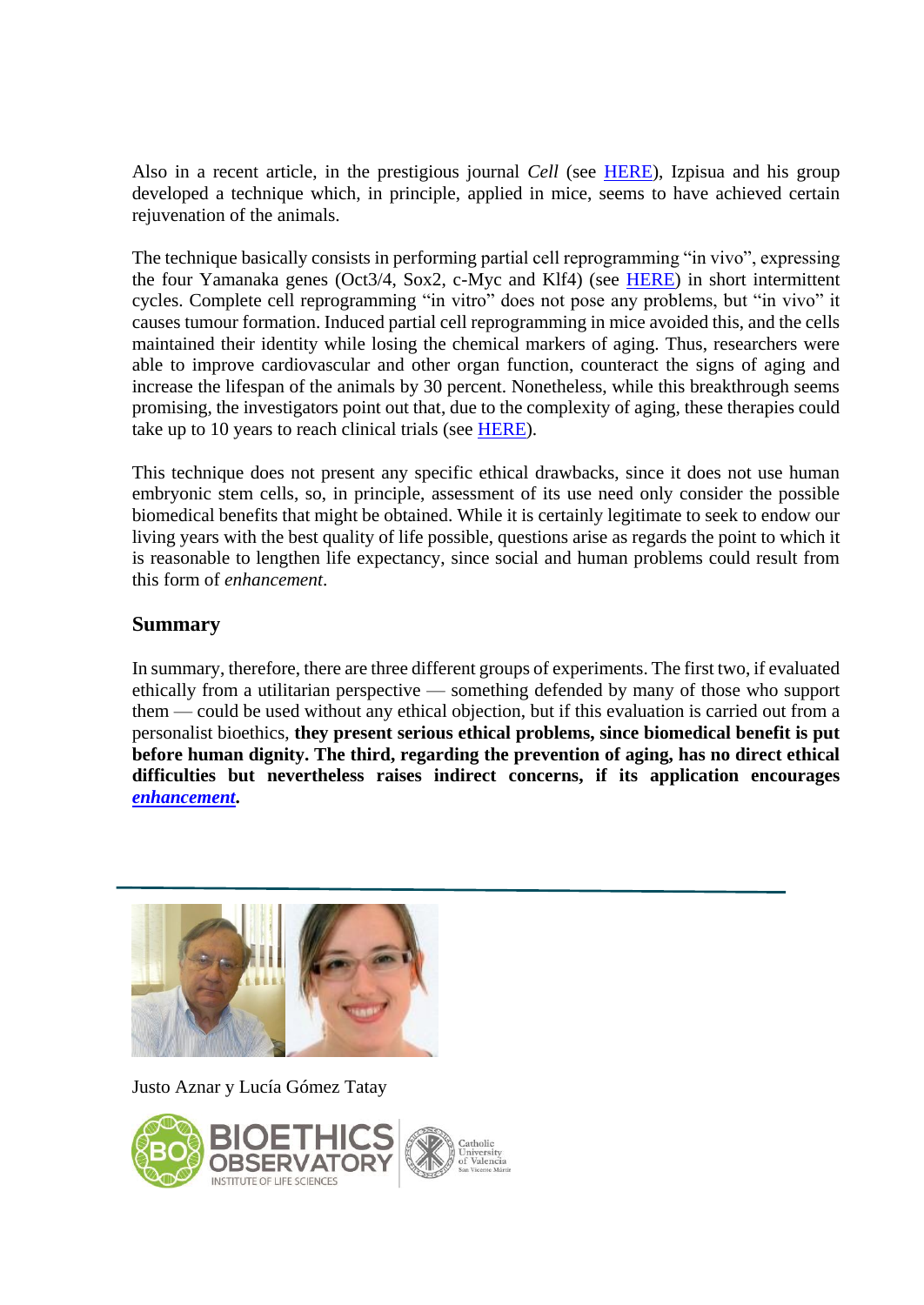Also in a recent article, in the prestigious journal *Cell* (see HERE), Izpisua and his group developed a technique which, in principle, applied in mice, seems to have achieved certain rejuvenation of the animals.

The technique basically consists in performing partial cell reprogramming "in vivo", expressing the four Yamanaka genes (Oct3/4, Sox2, c-Myc and Klf4) (see HERE) in short intermittent cycles. Complete cell reprogramming "in vitro" does not pose any problems, but "in vivo" it causes tumour formation. Induced partial cell reprogramming in mice avoided this, and the cells maintained their identity while losing the chemical markers of aging. Thus, researchers were able to improve cardiovascular and other organ function, counteract the signs of aging and increase the lifespan of the animals by 30 percent. Nonetheless, while this breakthrough seems promising, the investigators point out that, due to the complexity of aging, these therapies could take up to 10 years to reach clinical trials (see HERE).

This technique does not present any specific ethical drawbacks, since it does not use human embryonic stem cells, so, in principle, assessment of its use need only consider the possible biomedical benefits that might be obtained. While it is certainly legitimate to seek to endow our living years with the best quality of life possible, questions arise as regards the point to which it is reasonable to lengthen life expectancy, since social and human problems could result from this form of *enhancement*.

## Summary

In summary, therefore, there are three different groups of experiments. The first two, if evaluated ethically from a utilitarian perspective — something defended by many of those who support them — could be used without any ethical objection, but if this evaluation is carried out from a personalist bioethics, **they present serious ethical problems, since biomedical benefit is put before human dignity. The third, regarding the prevention of aging, has no direct ethical difficulties but nevertheless raises indirect concerns, if its application encourages *enhancement*.**

Justo Aznar y Lucía Gómez Tatay

BIOETHICS OBSERVATORY
INSTITUTE OF LIFE SCIENCES
Catholic University of Valencia San Vicente Mártir